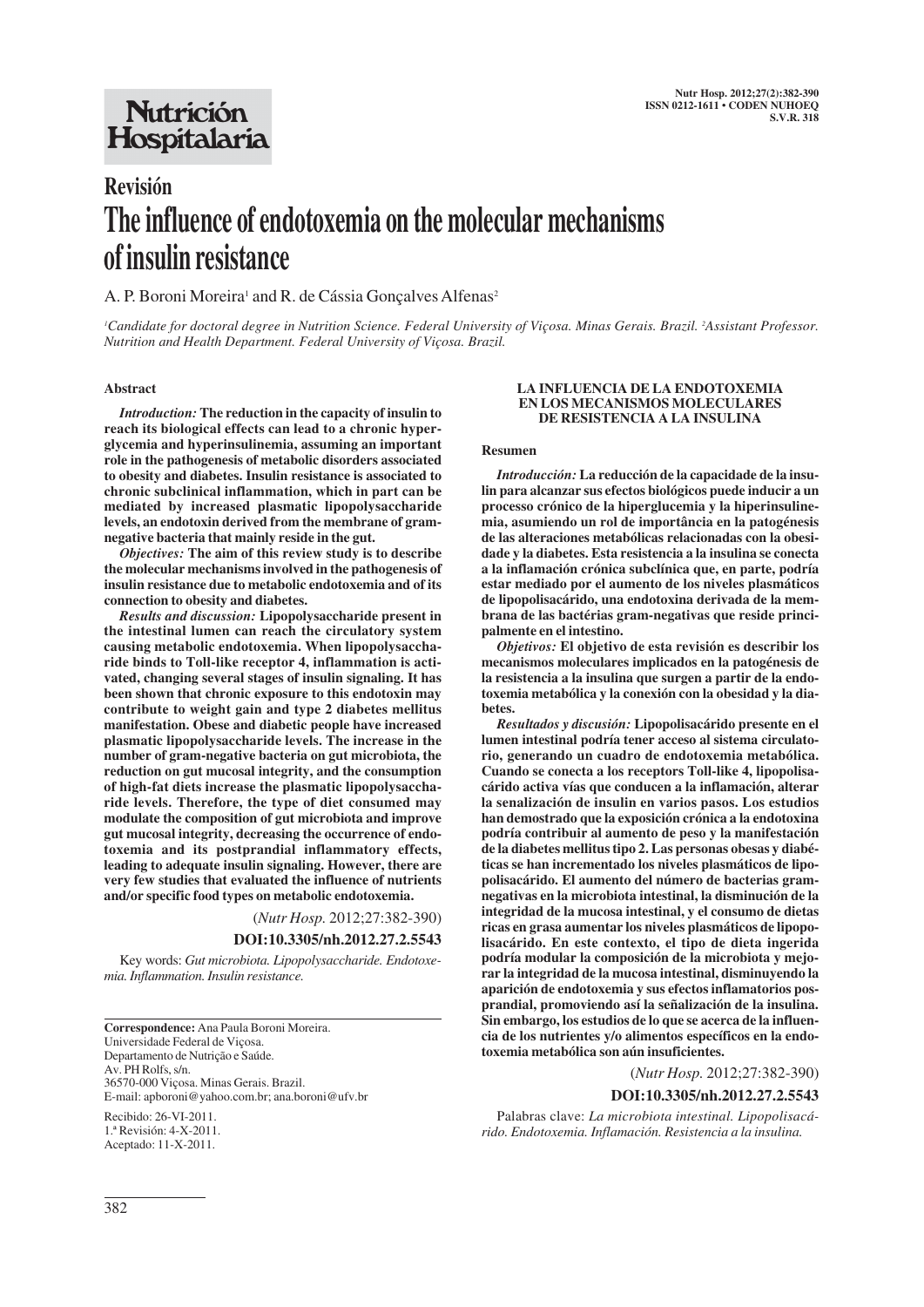# Nutrición Hospitalaria

## Revisión

# The influence of endotoxemia on the molecular mechanisms of insulin resistance

A. P. Boroni Moreira[1] and R. de Cássia Gonçalves Alfenas[2]

[1]*Candidate for doctoral degree in Nutrition Science. Federal University of Viçosa. Minas Gerais. Brazil.* [2]*Assistant Professor. Nutrition and Health Department. Federal University of Viçosa. Brazil.*

### Abstract

*Introduction:* **The reduction in the capacity of insulin to reach its biological effects can lead to a chronic hyperglycemia and hyperinsulinemia, assuming an important role in the pathogenesis of metabolic disorders associated to obesity and diabetes. Insulin resistance is associated to chronic subclinical inflammation, which in part can be mediated by increased plasmatic lipopolysaccharide levels, an endotoxin derived from the membrane of gram-negative bacteria that mainly reside in the gut.**

*Objectives:* **The aim of this review study is to describe the molecular mechanisms involved in the pathogenesis of insulin resistance due to metabolic endotoxemia and of its connection to obesity and diabetes.**

*Results and discussion:* **Lipopolysaccharide present in the intestinal lumen can reach the circulatory system causing metabolic endotoxemia. When lipopolysaccharide binds to Toll-like receptor 4, inflammation is activated, changing several stages of insulin signaling. It has been shown that chronic exposure to this endotoxin may contribute to weight gain and type 2 diabetes mellitus manifestation. Obese and diabetic people have increased plasmatic lipopolysaccharide levels. The increase in the number of gram-negative bacteria on gut microbiota, the reduction on gut mucosal integrity, and the consumption of high-fat diets increase the plasmatic lipopolysaccharide levels. Therefore, the type of diet consumed may modulate the composition of gut microbiota and improve gut mucosal integrity, decreasing the occurrence of endotoxemia and its postprandial inflammatory effects, leading to adequate insulin signaling. However, there are very few studies that evaluated the influence of nutrients and/or specific food types on metabolic endotoxemia.**

(*Nutr Hosp.* 2012;27:382-390)

**DOI:10.3305/nh.2012.27.2.5543**

Key words: *Gut microbiota. Lipopolysaccharide. Endotoxemia. Inflammation. Insulin resistance.*

**Correspondence:** Ana Paula Boroni Moreira.
Universidade Federal de Viçosa.
Departamento de Nutrição e Saúde.
Av. PH Rolfs, s/n.
36570-000 Viçosa. Minas Gerais. Brazil.
E-mail: apboroni@yahoo.com.br; ana.boroni@ufv.br

Recibido: 26-VI-2011.
1.ª Revisión: 4-X-2011.
Aceptado: 11-X-2011.

### LA INFLUENCIA DE LA ENDOTOXEMIA EN LOS MECANISMOS MOLECULARES DE RESISTENCIA A LA INSULINA

### Resumen

*Introducción:* **La reducción de la capacidade de la insulin para alcanzar sus efectos biológicos puede inducir a un processo crónico de la hiperglucemia y la hiperinsulinemia, asumiendo un rol de importância en la patogénesis de las alteraciones metabólicas relacionadas con la obesidade y la diabetes. Esta resistencia a la insulina se conecta a la inflamación crónica subclínica que, en parte, podría estar mediado por el aumento de los niveles plasmáticos de lipopolisacárido, una endotoxina derivada de la membrana de las bactérias gram-negativas que reside principalmente en el intestino.**

*Objetivos:* **El objetivo de esta revisión es describir los mecanismos moleculares implicados en la patogénesis de la resistencia a la insulina que surgen a partir de la endotoxemia metabólica y la conexión con la obesidad y la diabetes.**

*Resultados y discusión:* **Lipopolisacárido presente en el lumen intestinal podría tener acceso al sistema circulatorio, generando un cuadro de endotoxemia metabólica. Cuando se conecta a los receptors Toll-like 4, lipopolisacárido activa vías que conducen a la inflamación, alterar la senalización de insulin en varios pasos. Los estudios han demostrado que la exposición crónica a la endotoxina podría contribuir al aumento de peso y la manifestación de la diabetes mellitus tipo 2. Las personas obesas y diabéticas se han incrementado los niveles plasmáticos de lipopolisacárido. El aumento del número de bacterias gram-negativas en la microbiota intestinal, la disminución de la integridad de la mucosa intestinal, y el consumo de dietas ricas en grasa aumentar los niveles plasmáticos de lipopolisacárido. En este contexto, el tipo de dieta ingerida podría modular la composición de la microbiota y mejorar la integridad de la mucosa intestinal, disminuyendo la aparición de endotoxemia y sus efectos inflamatorios posprandial, promoviendo así la señalización de la insulina. Sin embargo, los estudios de lo que se acerca de la influencia de los nutrientes y/o alimentos específicos en la endotoxemia metabólica son aún insuficientes.**

(*Nutr Hosp.* 2012;27:382-390)

**DOI:10.3305/nh.2012.27.2.5543**

Palabras clave: *La microbiota intestinal. Lipopolisacárido. Endotoxemia. Inflamación. Resistencia a la insulina.*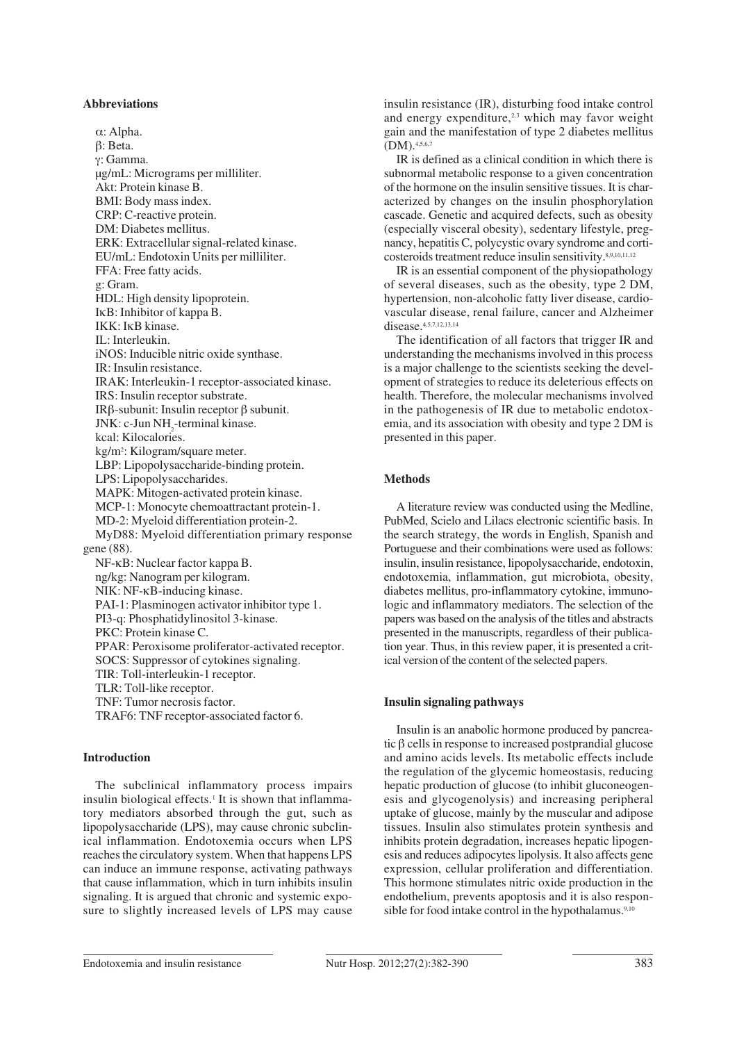### Abbreviations

α: Alpha.
β: Beta.
γ: Gamma.
μg/mL: Micrograms per milliliter.
Akt: Protein kinase B.
BMI: Body mass index.
CRP: C-reactive protein.
DM: Diabetes mellitus.
ERK: Extracellular signal-related kinase.
EU/mL: Endotoxin Units per milliliter.
FFA: Free fatty acids.
g: Gram.
HDL: High density lipoprotein.
IκB: Inhibitor of kappa B.
IKK: IκB kinase.
IL: Interleukin.
iNOS: Inducible nitric oxide synthase.
IR: Insulin resistance.
IRAK: Interleukin-1 receptor-associated kinase.
IRS: Insulin receptor substrate.
IRβ-subunit: Insulin receptor β subunit.
JNK: c-Jun $NH_2$-terminal kinase.
kcal: Kilocalories.
kg/m²: Kilogram/square meter.
LBP: Lipopolysaccharide-binding protein.
LPS: Lipopolysaccharides.
MAPK: Mitogen-activated protein kinase.
MCP-1: Monocyte chemoattractant protein-1.
MD-2: Myeloid differentiation protein-2.
MyD88: Myeloid differentiation primary response gene (88).
NF-κB: Nuclear factor kappa B.
ng/kg: Nanogram per kilogram.
NIK: NF-κB-inducing kinase.
PAI-1: Plasminogen activator inhibitor type 1.
PI3-q: Phosphatidylinositol 3-kinase.
PKC: Protein kinase C.
PPAR: Peroxisome proliferator-activated receptor.
SOCS: Suppressor of cytokines signaling.
TIR: Toll-interleukin-1 receptor.
TLR: Toll-like receptor.
TNF: Tumor necrosis factor.
TRAF6: TNF receptor-associated factor 6.

### Introduction

The subclinical inflammatory process impairs insulin biological effects.[1] It is shown that inflammatory mediators absorbed through the gut, such as lipopolysaccharide (LPS), may cause chronic subclinical inflammation. Endotoxemia occurs when LPS reaches the circulatory system. When that happens LPS can induce an immune response, activating pathways that cause inflammation, which in turn inhibits insulin signaling. It is argued that chronic and systemic exposure to slightly increased levels of LPS may cause insulin resistance (IR), disturbing food intake control and energy expenditure,[2,3] which may favor weight gain and the manifestation of type 2 diabetes mellitus (DM).[4,5,6,7]

IR is defined as a clinical condition in which there is subnormal metabolic response to a given concentration of the hormone on the insulin sensitive tissues. It is characterized by changes on the insulin phosphorylation cascade. Genetic and acquired defects, such as obesity (especially visceral obesity), sedentary lifestyle, pregnancy, hepatitis C, polycystic ovary syndrome and corticosteroids treatment reduce insulin sensitivity.[8,9,10,11,12]

IR is an essential component of the physiopathology of several diseases, such as the obesity, type 2 DM, hypertension, non-alcoholic fatty liver disease, cardiovascular disease, renal failure, cancer and Alzheimer disease.[4,5,7,12,13,14]

The identification of all factors that trigger IR and understanding the mechanisms involved in this process is a major challenge to the scientists seeking the development of strategies to reduce its deleterious effects on health. Therefore, the molecular mechanisms involved in the pathogenesis of IR due to metabolic endotoxemia, and its association with obesity and type 2 DM is presented in this paper.

### Methods

A literature review was conducted using the Medline, PubMed, Scielo and Lilacs electronic scientific basis. In the search strategy, the words in English, Spanish and Portuguese and their combinations were used as follows: insulin, insulin resistance, lipopolysaccharide, endotoxin, endotoxemia, inflammation, gut microbiota, obesity, diabetes mellitus, pro-inflammatory cytokine, immunologic and inflammatory mediators. The selection of the papers was based on the analysis of the titles and abstracts presented in the manuscripts, regardless of their publication year. Thus, in this review paper, it is presented a critical version of the content of the selected papers.

### Insulin signaling pathways

Insulin is an anabolic hormone produced by pancreatic β cells in response to increased postprandial glucose and amino acids levels. Its metabolic effects include the regulation of the glycemic homeostasis, reducing hepatic production of glucose (to inhibit gluconeogenesis and glycogenolysis) and increasing peripheral uptake of glucose, mainly by the muscular and adipose tissues. Insulin also stimulates protein synthesis and inhibits protein degradation, increases hepatic lipogenesis and reduces adipocytes lipolysis. It also affects gene expression, cellular proliferation and differentiation. This hormone stimulates nitric oxide production in the endothelium, prevents apoptosis and it is also responsible for food intake control in the hypothalamus.[9,10]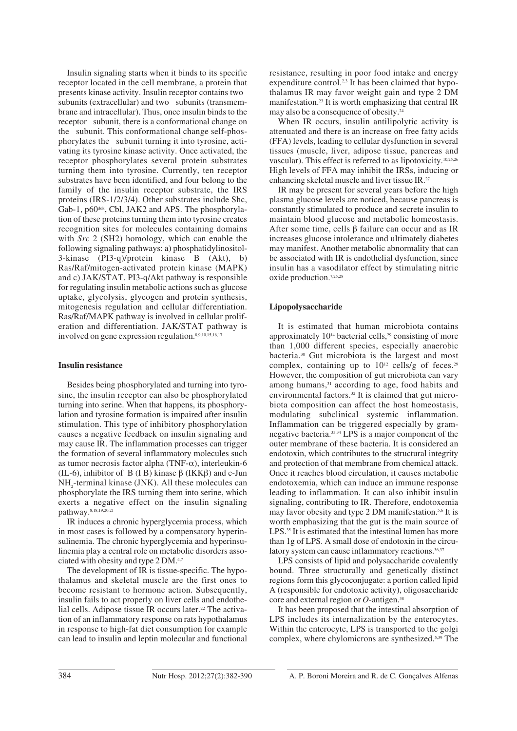Insulin signaling starts when it binds to its specific receptor located in the cell membrane, a protein that presents kinase activity. Insulin receptor contains two subunits (extracellular) and two subunits (transmembrane and intracellular). Thus, once insulin binds to the receptor subunit, there is a conformational change on the subunit. This conformational change self-phosphorylates the subunit turning it into tyrosine, activating its tyrosine kinase activity. Once activated, the receptor phosphorylates several protein substrates turning them into tyrosine. Currently, ten receptor substrates have been identified, and four belong to the family of the insulin receptor substrate, the IRS proteins (IRS-1/2/3/4). Other substrates include Shc, Gab-1, p60[dok], Cbl, JAK2 and APS. The phosphorylation of these proteins turning them into tyrosine creates recognition sites for molecules containing domains with *Src* 2 (SH2) homology, which can enable the following signaling pathways: a) phosphatidylinositol-3-kinase (PI3-q)/protein kinase B (Akt), b) Ras/Raf/mitogen-activated protein kinase (MAPK) and c) JAK/STAT. PI3-q/Akt pathway is responsible for regulating insulin metabolic actions such as glucose uptake, glycolysis, glycogen and protein synthesis, mitogenesis regulation and cellular differentiation. Ras/Raf/MAPK pathway is involved in cellular proliferation and differentiation. JAK/STAT pathway is involved on gene expression regulation.[8,9,10,15,16,17]

### Insulin resistance

Besides being phosphorylated and turning into tyrosine, the insulin receptor can also be phosphorylated turning into serine. When that happens, its phosphorylation and tyrosine formation is impaired after insulin stimulation. This type of inhibitory phosphorylation causes a negative feedback on insulin signaling and may cause IR. The inflammation processes can trigger the formation of several inflammatory molecules such as tumor necrosis factor alpha (TNF-$\alpha$), interleukin-6 (IL-6), inhibitor of B (I B) kinase $\beta$ (IKK$\beta$) and c-Jun $NH_2$-terminal kinase (JNK). All these molecules can phosphorylate the IRS turning them into serine, which exerts a negative effect on the insulin signaling pathway.[8,18,19,20,21]

IR induces a chronic hyperglycemia process, which in most cases is followed by a compensatory hyperinsulinemia. The chronic hyperglycemia and hyperinsulinemia play a central role on metabolic disorders associated with obesity and type 2 DM.[4,7]

The development of IR is tissue-specific. The hypothalamus and skeletal muscle are the first ones to become resistant to hormone action. Subsequently, insulin fails to act properly on liver cells and endothelial cells. Adipose tissue IR occurs later.[22] The activation of an inflammatory response on rats hypothalamus in response to high-fat diet consumption for example can lead to insulin and leptin molecular and functional resistance, resulting in poor food intake and energy expenditure control.[2,3] It has been claimed that hypothalamus IR may favor weight gain and type 2 DM manifestation.[23] It is worth emphasizing that central IR may also be a consequence of obesity.[24]

When IR occurs, insulin antilipolytic activity is attenuated and there is an increase on free fatty acids (FFA) levels, leading to cellular dysfunction in several tissues (muscle, liver, adipose tissue, pancreas and vascular). This effect is referred to as lipotoxicity.[10,25,26] High levels of FFA may inhibit the IRSs, inducing or enhancing skeletal muscle and liver tissue IR.[27]

IR may be present for several years before the high plasma glucose levels are noticed, because pancreas is constantly stimulated to produce and secrete insulin to maintain blood glucose and metabolic homeostasis. After some time, cells $\beta$ failure can occur and as IR increases glucose intolerance and ultimately diabetes may manifest. Another metabolic abnormality that can be associated with IR is endothelial dysfunction, since insulin has a vasodilator effect by stimulating nitric oxide production.[7,25,28]

### Lipopolysaccharide

It is estimated that human microbiota contains approximately $10^{14}$ bacterial cells,[29] consisting of more than 1,000 different species, especially anaerobic bacteria.[30] Gut microbiota is the largest and most complex, containing up to $10^{12}$ cells/g of feces.[29] However, the composition of gut microbiota can vary among humans,[31] according to age, food habits and environmental factors.[32] It is claimed that gut microbiota composition can affect the host homeostasis, modulating subclinical systemic inflammation. Inflammation can be triggered especially by gram-negative bacteria.[33,34] LPS is a major component of the outer membrane of these bacteria. It is considered an endotoxin, which contributes to the structural integrity and protection of that membrane from chemical attack. Once it reaches blood circulation, it causes metabolic endotoxemia, which can induce an immune response leading to inflammation. It can also inhibit insulin signaling, contributing to IR. Therefore, endotoxemia may favor obesity and type 2 DM manifestation.[5,6] It is worth emphasizing that the gut is the main source of LPS.[35] It is estimated that the intestinal lumen has more than 1g of LPS. A small dose of endotoxin in the circulatory system can cause inflammatory reactions.[36,37]

LPS consists of lipid and polysaccharide covalently bound. Three structurally and genetically distinct regions form this glycoconjugate: a portion called lipid A (responsible for endotoxic activity), oligosaccharide core and external region or *O*-antigen.[38]

It has been proposed that the intestinal absorption of LPS includes its internalization by the enterocytes. Within the enterocyte, LPS is transported to the golgi complex, where chylomicrons are synthesized.[5,39] The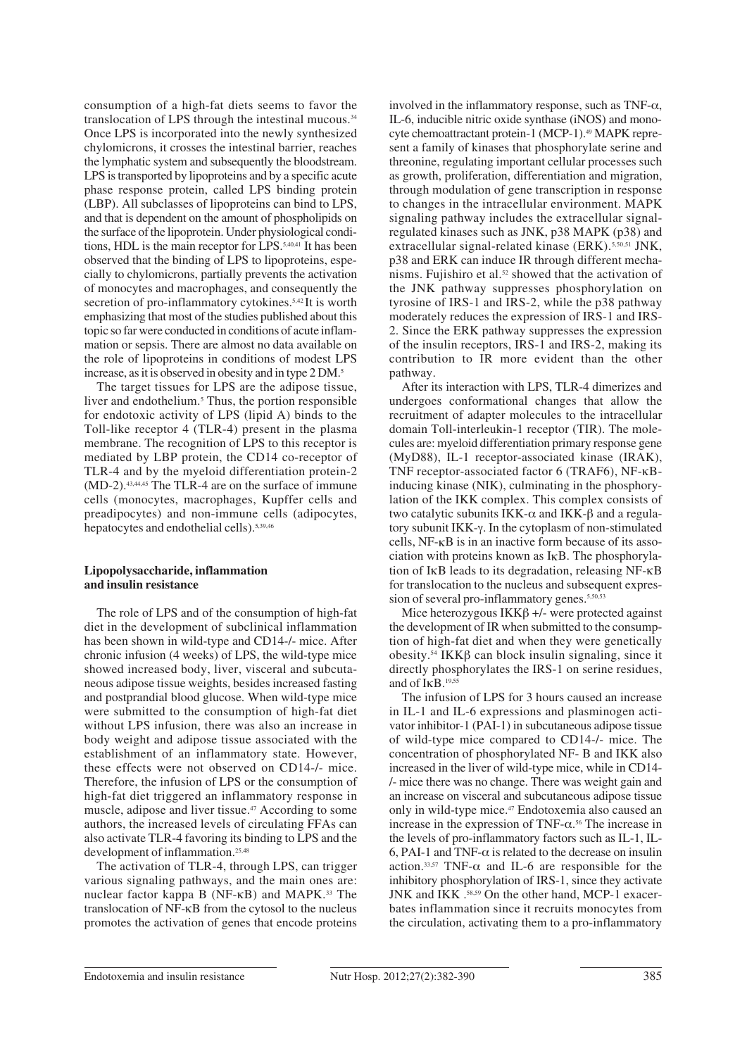consumption of a high-fat diets seems to favor the translocation of LPS through the intestinal mucous.[34] Once LPS is incorporated into the newly synthesized chylomicrons, it crosses the intestinal barrier, reaches the lymphatic system and subsequently the bloodstream. LPS is transported by lipoproteins and by a specific acute phase response protein, called LPS binding protein (LBP). All subclasses of lipoproteins can bind to LPS, and that is dependent on the amount of phospholipids on the surface of the lipoprotein. Under physiological conditions, HDL is the main receptor for LPS.[5,40,41] It has been observed that the binding of LPS to lipoproteins, especially to chylomicrons, partially prevents the activation of monocytes and macrophages, and consequently the secretion of pro-inflammatory cytokines.[5,42] It is worth emphasizing that most of the studies published about this topic so far were conducted in conditions of acute inflammation or sepsis. There are almost no data available on the role of lipoproteins in conditions of modest LPS increase, as it is observed in obesity and in type 2 DM.[5]

The target tissues for LPS are the adipose tissue, liver and endothelium.[5] Thus, the portion responsible for endotoxic activity of LPS (lipid A) binds to the Toll-like receptor 4 (TLR-4) present in the plasma membrane. The recognition of LPS to this receptor is mediated by LBP protein, the CD14 co-receptor of TLR-4 and by the myeloid differentiation protein-2 (MD-2).[43,44,45] The TLR-4 are on the surface of immune cells (monocytes, macrophages, Kupffer cells and preadipocytes) and non-immune cells (adipocytes, hepatocytes and endothelial cells).[5,39,46]

## Lipopolysaccharide, inflammation and insulin resistance

The role of LPS and of the consumption of high-fat diet in the development of subclinical inflammation has been shown in wild-type and CD14-/- mice. After chronic infusion (4 weeks) of LPS, the wild-type mice showed increased body, liver, visceral and subcutaneous adipose tissue weights, besides increased fasting and postprandial blood glucose. When wild-type mice were submitted to the consumption of high-fat diet without LPS infusion, there was also an increase in body weight and adipose tissue associated with the establishment of an inflammatory state. However, these effects were not observed on CD14-/- mice. Therefore, the infusion of LPS or the consumption of high-fat diet triggered an inflammatory response in muscle, adipose and liver tissue.[47] According to some authors, the increased levels of circulating FFAs can also activate TLR-4 favoring its binding to LPS and the development of inflammation.[25,48]

The activation of TLR-4, through LPS, can trigger various signaling pathways, and the main ones are: nuclear factor kappa B (NF-κB) and MAPK.[33] The translocation of NF-κB from the cytosol to the nucleus promotes the activation of genes that encode proteins involved in the inflammatory response, such as TNF-α, IL-6, inducible nitric oxide synthase (iNOS) and monocyte chemoattractant protein-1 (MCP-1).[49] MAPK represent a family of kinases that phosphorylate serine and threonine, regulating important cellular processes such as growth, proliferation, differentiation and migration, through modulation of gene transcription in response to changes in the intracellular environment. MAPK signaling pathway includes the extracellular signal-regulated kinases such as JNK, p38 MAPK (p38) and extracellular signal-related kinase (ERK).[5,50,51] JNK, p38 and ERK can induce IR through different mechanisms. Fujishiro et al.[52] showed that the activation of the JNK pathway suppresses phosphorylation on tyrosine of IRS-1 and IRS-2, while the p38 pathway moderately reduces the expression of IRS-1 and IRS-2. Since the ERK pathway suppresses the expression of the insulin receptors, IRS-1 and IRS-2, making its contribution to IR more evident than the other pathway.

After its interaction with LPS, TLR-4 dimerizes and undergoes conformational changes that allow the recruitment of adapter molecules to the intracellular domain Toll-interleukin-1 receptor (TIR). The molecules are: myeloid differentiation primary response gene (MyD88), IL-1 receptor-associated kinase (IRAK), TNF receptor-associated factor 6 (TRAF6), NF-κB-inducing kinase (NIK), culminating in the phosphorylation of the IKK complex. This complex consists of two catalytic subunits IKK-α and IKK-β and a regulatory subunit IKK-γ. In the cytoplasm of non-stimulated cells, NF-κB is in an inactive form because of its association with proteins known as IκB. The phosphorylation of IκB leads to its degradation, releasing NF-κB for translocation to the nucleus and subsequent expression of several pro-inflammatory genes.[5,50,53]

Mice heterozygous IKKβ +/- were protected against the development of IR when submitted to the consumption of high-fat diet and when they were genetically obesity.[54] IKKβ can block insulin signaling, since it directly phosphorylates the IRS-1 on serine residues, and of IκB.[19,55]

The infusion of LPS for 3 hours caused an increase in IL-1 and IL-6 expressions and plasminogen activator inhibitor-1 (PAI-1) in subcutaneous adipose tissue of wild-type mice compared to CD14-/- mice. The concentration of phosphorylated NF- B and IKK also increased in the liver of wild-type mice, while in CD14-/- mice there was no change. There was weight gain and an increase on visceral and subcutaneous adipose tissue only in wild-type mice.[47] Endotoxemia also caused an increase in the expression of TNF-α.[56] The increase in the levels of pro-inflammatory factors such as IL-1, IL-6, PAI-1 and TNF-α is related to the decrease on insulin action.[33,57] TNF-α and IL-6 are responsible for the inhibitory phosphorylation of IRS-1, since they activate JNK and IKK .[58,59] On the other hand, MCP-1 exacerbates inflammation since it recruits monocytes from the circulation, activating them to a pro-inflammatory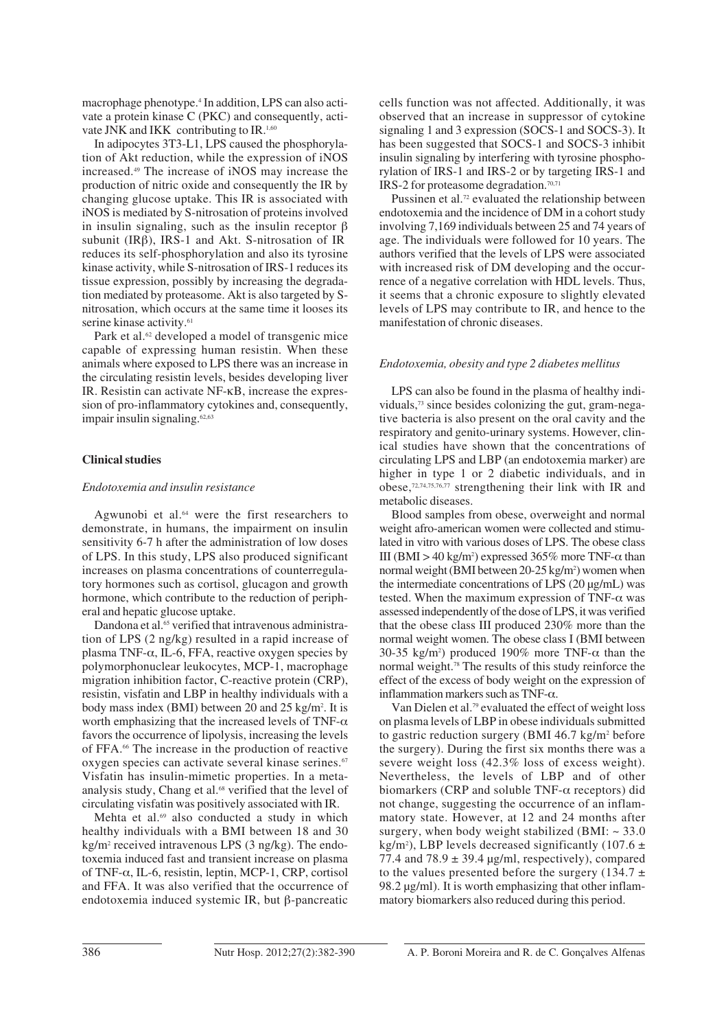macrophage phenotype.[4] In addition, LPS can also activate a protein kinase C (PKC) and consequently, activate JNK and IKK contributing to IR.[1,60]

In adipocytes 3T3-L1, LPS caused the phosphorylation of Akt reduction, while the expression of iNOS increased.[49] The increase of iNOS may increase the production of nitric oxide and consequently the IR by changing glucose uptake. This IR is associated with iNOS is mediated by S-nitrosation of proteins involved in insulin signaling, such as the insulin receptor β subunit (IRβ), IRS-1 and Akt. S-nitrosation of IR reduces its self-phosphorylation and also its tyrosine kinase activity, while S-nitrosation of IRS-1 reduces its tissue expression, possibly by increasing the degradation mediated by proteasome. Akt is also targeted by S-nitrosation, which occurs at the same time it looses its serine kinase activity.[61]

Park et al.[62] developed a model of transgenic mice capable of expressing human resistin. When these animals where exposed to LPS there was an increase in the circulating resistin levels, besides developing liver IR. Resistin can activate NF-κB, increase the expression of pro-inflammatory cytokines and, consequently, impair insulin signaling.[62,63]

## Clinical studies

### *Endotoxemia and insulin resistance*

Agwunobi et al.[64] were the first researchers to demonstrate, in humans, the impairment on insulin sensitivity 6-7 h after the administration of low doses of LPS. In this study, LPS also produced significant increases on plasma concentrations of counterregulatory hormones such as cortisol, glucagon and growth hormone, which contribute to the reduction of peripheral and hepatic glucose uptake.

Dandona et al.[65] verified that intravenous administration of LPS (2 ng/kg) resulted in a rapid increase of plasma TNF-α, IL-6, FFA, reactive oxygen species by polymorphonuclear leukocytes, MCP-1, macrophage migration inhibition factor, C-reactive protein (CRP), resistin, visfatin and LBP in healthy individuals with a body mass index (BMI) between 20 and 25 kg/m$^2$. It is worth emphasizing that the increased levels of TNF-α favors the occurrence of lipolysis, increasing the levels of FFA.[66] The increase in the production of reactive oxygen species can activate several kinase serines.[67] Visfatin has insulin-mimetic properties. In a meta-analysis study, Chang et al.[68] verified that the level of circulating visfatin was positively associated with IR.

Mehta et al.[69] also conducted a study in which healthy individuals with a BMI between 18 and 30 kg/m$^2$ received intravenous LPS (3 ng/kg). The endotoxemia induced fast and transient increase on plasma of TNF-α, IL-6, resistin, leptin, MCP-1, CRP, cortisol and FFA. It was also verified that the occurrence of endotoxemia induced systemic IR, but β-pancreatic cells function was not affected. Additionally, it was observed that an increase in suppressor of cytokine signaling 1 and 3 expression (SOCS-1 and SOCS-3). It has been suggested that SOCS-1 and SOCS-3 inhibit insulin signaling by interfering with tyrosine phosphorylation of IRS-1 and IRS-2 or by targeting IRS-1 and IRS-2 for proteasome degradation.[70,71]

Pussinen et al.[72] evaluated the relationship between endotoxemia and the incidence of DM in a cohort study involving 7,169 individuals between 25 and 74 years of age. The individuals were followed for 10 years. The authors verified that the levels of LPS were associated with increased risk of DM developing and the occurrence of a negative correlation with HDL levels. Thus, it seems that a chronic exposure to slightly elevated levels of LPS may contribute to IR, and hence to the manifestation of chronic diseases.

### *Endotoxemia, obesity and type 2 diabetes mellitus*

LPS can also be found in the plasma of healthy individuals,[73] since besides colonizing the gut, gram-negative bacteria is also present on the oral cavity and the respiratory and genito-urinary systems. However, clinical studies have shown that the concentrations of circulating LPS and LBP (an endotoxemia marker) are higher in type 1 or 2 diabetic individuals, and in obese,[72,74,75,76,77] strengthening their link with IR and metabolic diseases.

Blood samples from obese, overweight and normal weight afro-american women were collected and stimulated in vitro with various doses of LPS. The obese class III (BMI > 40 kg/m$^2$) expressed 365% more TNF-α than normal weight (BMI between 20-25 kg/m$^2$) women when the intermediate concentrations of LPS (20 μg/mL) was tested. When the maximum expression of TNF-α was assessed independently of the dose of LPS, it was verified that the obese class III produced 230% more than the normal weight women. The obese class I (BMI between 30-35 kg/m$^2$) produced 190% more TNF-α than the normal weight.[78] The results of this study reinforce the effect of the excess of body weight on the expression of inflammation markers such as TNF-α.

Van Dielen et al.[79] evaluated the effect of weight loss on plasma levels of LBP in obese individuals submitted to gastric reduction surgery (BMI 46.7 kg/m$^2$ before the surgery). During the first six months there was a severe weight loss (42.3% loss of excess weight). Nevertheless, the levels of LBP and of other biomarkers (CRP and soluble TNF-α receptors) did not change, suggesting the occurrence of an inflammatory state. However, at 12 and 24 months after surgery, when body weight stabilized (BMI: ~ 33.0 kg/m$^2$), LBP levels decreased significantly (107.6 ± 77.4 and 78.9 ± 39.4 μg/ml, respectively), compared to the values presented before the surgery (134.7 ± 98.2 μg/ml). It is worth emphasizing that other inflammatory biomarkers also reduced during this period.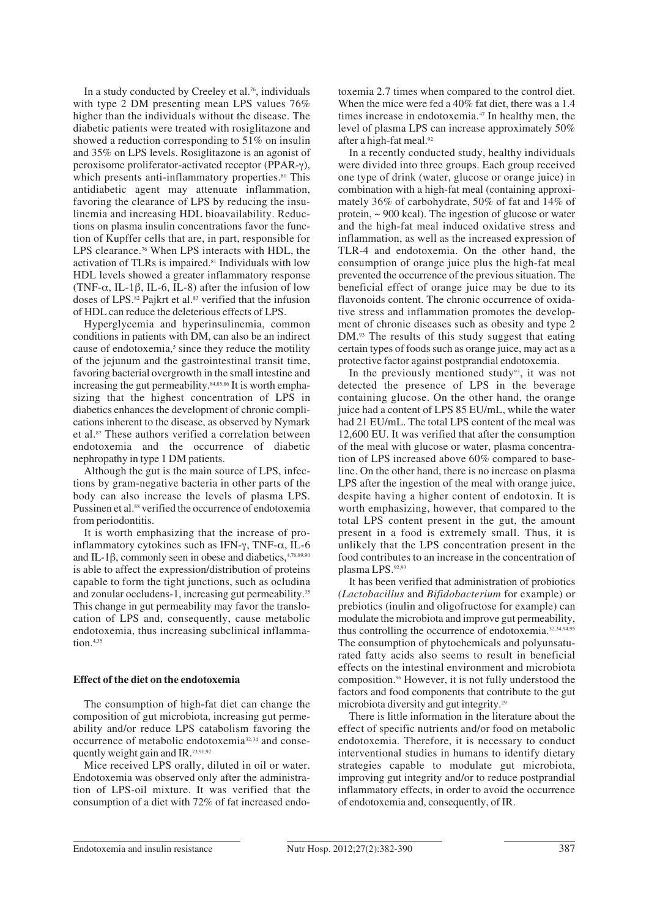In a study conducted by Creeley et al.[76], individuals with type 2 DM presenting mean LPS values 76% higher than the individuals without the disease. The diabetic patients were treated with rosiglitazone and showed a reduction corresponding to 51% on insulin and 35% on LPS levels. Rosiglitazone is an agonist of peroxisome proliferator-activated receptor (PPAR-γ), which presents anti-inflammatory properties.[80] This antidiabetic agent may attenuate inflammation, favoring the clearance of LPS by reducing the insulinemia and increasing HDL bioavailability. Reductions on plasma insulin concentrations favor the function of Kupffer cells that are, in part, responsible for LPS clearance.[76] When LPS interacts with HDL, the activation of TLRs is impaired.[81] Individuals with low HDL levels showed a greater inflammatory response (TNF-α, IL-1β, IL-6, IL-8) after the infusion of low doses of LPS.[82] Pajkrt et al.[83] verified that the infusion of HDL can reduce the deleterious effects of LPS.

Hyperglycemia and hyperinsulinemia, common conditions in patients with DM, can also be an indirect cause of endotoxemia,[5] since they reduce the motility of the jejunum and the gastrointestinal transit time, favoring bacterial overgrowth in the small intestine and increasing the gut permeability.[84,85,86] It is worth emphasizing that the highest concentration of LPS in diabetics enhances the development of chronic complications inherent to the disease, as observed by Nymark et al.[87] These authors verified a correlation between endotoxemia and the occurrence of diabetic nephropathy in type 1 DM patients.

Although the gut is the main source of LPS, infections by gram-negative bacteria in other parts of the body can also increase the levels of plasma LPS. Pussinen et al.[88] verified the occurrence of endotoxemia from periodontitis.

It is worth emphasizing that the increase of pro-inflammatory cytokines such as IFN-γ, TNF-α, IL-6 and IL-1β, commonly seen in obese and diabetics,[4,76,89,90] is able to affect the expression/distribution of proteins capable to form the tight junctions, such as ocludina and zonular occludens-1, increasing gut permeability.[35] This change in gut permeability may favor the translocation of LPS and, consequently, cause metabolic endotoxemia, thus increasing subclinical inflammation.[4,35]

## Effect of the diet on the endotoxemia

The consumption of high-fat diet can change the composition of gut microbiota, increasing gut permeability and/or reduce LPS catabolism favoring the occurrence of metabolic endotoxemia[32,34] and consequently weight gain and IR.[73,91,92]

Mice received LPS orally, diluted in oil or water. Endotoxemia was observed only after the administration of LPS-oil mixture. It was verified that the consumption of a diet with 72% of fat increased endotoxemia 2.7 times when compared to the control diet. When the mice were fed a 40% fat diet, there was a 1.4 times increase in endotoxemia.[47] In healthy men, the level of plasma LPS can increase approximately 50% after a high-fat meal.[92]

In a recently conducted study, healthy individuals were divided into three groups. Each group received one type of drink (water, glucose or orange juice) in combination with a high-fat meal (containing approximately 36% of carbohydrate, 50% of fat and 14% of protein, ~ 900 kcal). The ingestion of glucose or water and the high-fat meal induced oxidative stress and inflammation, as well as the increased expression of TLR-4 and endotoxemia. On the other hand, the consumption of orange juice plus the high-fat meal prevented the occurrence of the previous situation. The beneficial effect of orange juice may be due to its flavonoids content. The chronic occurrence of oxidative stress and inflammation promotes the development of chronic diseases such as obesity and type 2 DM.[93] The results of this study suggest that eating certain types of foods such as orange juice, may act as a protective factor against postprandial endotoxemia.

In the previously mentioned study[93], it was not detected the presence of LPS in the beverage containing glucose. On the other hand, the orange juice had a content of LPS 85 EU/mL, while the water had 21 EU/mL. The total LPS content of the meal was 12,600 EU. It was verified that after the consumption of the meal with glucose or water, plasma concentration of LPS increased above 60% compared to baseline. On the other hand, there is no increase on plasma LPS after the ingestion of the meal with orange juice, despite having a higher content of endotoxin. It is worth emphasizing, however, that compared to the total LPS content present in the gut, the amount present in a food is extremely small. Thus, it is unlikely that the LPS concentration present in the food contributes to an increase in the concentration of plasma LPS.[92,93]

It has been verified that administration of probiotics *(Lactobacillus* and *Bifidobacterium* for example) or prebiotics (inulin and oligofructose for example) can modulate the microbiota and improve gut permeability, thus controlling the occurrence of endotoxemia.[32,34,94,95] The consumption of phytochemicals and polyunsaturated fatty acids also seems to result in beneficial effects on the intestinal environment and microbiota composition.[96] However, it is not fully understood the factors and food components that contribute to the gut microbiota diversity and gut integrity.[29]

There is little information in the literature about the effect of specific nutrients and/or food on metabolic endotoxemia. Therefore, it is necessary to conduct interventional studies in humans to identify dietary strategies capable to modulate gut microbiota, improving gut integrity and/or to reduce postprandial inflammatory effects, in order to avoid the occurrence of endotoxemia and, consequently, of IR.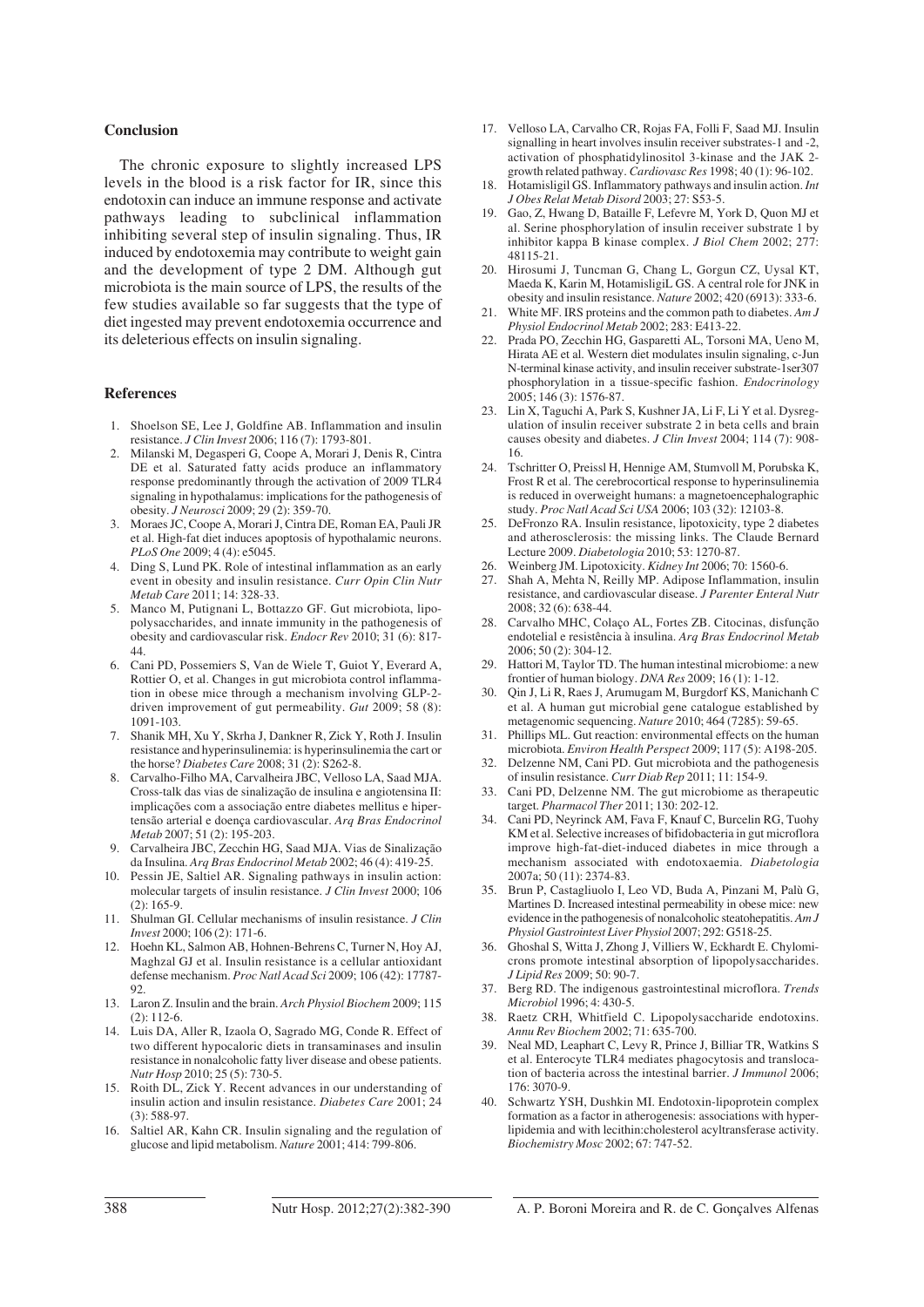## Conclusion

The chronic exposure to slightly increased LPS levels in the blood is a risk factor for IR, since this endotoxin can induce an immune response and activate pathways leading to subclinical inflammation inhibiting several step of insulin signaling. Thus, IR induced by endotoxemia may contribute to weight gain and the development of type 2 DM. Although gut microbiota is the main source of LPS, the results of the few studies available so far suggests that the type of diet ingested may prevent endotoxemia occurrence and its deleterious effects on insulin signaling.

## References

1. Shoelson SE, Lee J, Goldfine AB. Inflammation and insulin resistance. *J Clin Invest* 2006; 116 (7): 1793-801.
2. Milanski M, Degasperi G, Coope A, Morari J, Denis R, Cintra DE et al. Saturated fatty acids produce an inflammatory response predominantly through the activation of 2009 TLR4 signaling in hypothalamus: implications for the pathogenesis of obesity. *J Neurosci* 2009; 29 (2): 359-70.
3. Moraes JC, Coope A, Morari J, Cintra DE, Roman EA, Pauli JR et al. High-fat diet induces apoptosis of hypothalamic neurons. *PLoS One* 2009; 4 (4): e5045.
4. Ding S, Lund PK. Role of intestinal inflammation as an early event in obesity and insulin resistance. *Curr Opin Clin Nutr Metab Care* 2011; 14: 328-33.
5. Manco M, Putignani L, Bottazzo GF. Gut microbiota, lipopolysaccharides, and innate immunity in the pathogenesis of obesity and cardiovascular risk. *Endocr Rev* 2010; 31 (6): 817-44.
6. Cani PD, Possemiers S, Van de Wiele T, Guiot Y, Everard A, Rottier O, et al. Changes in gut microbiota control inflammation in obese mice through a mechanism involving GLP-2-driven improvement of gut permeability. *Gut* 2009; 58 (8): 1091-103.
7. Shanik MH, Xu Y, Skrha J, Dankner R, Zick Y, Roth J. Insulin resistance and hyperinsulinemia: is hyperinsulinemia the cart or the horse? *Diabetes Care* 2008; 31 (2): S262-8.
8. Carvalho-Filho MA, Carvalheira JBC, Velloso LA, Saad MJA. Cross-talk das vias de sinalização de insulina e angiotensina II: implicações com a associação entre diabetes mellitus e hipertensão arterial e doença cardiovascular. *Arq Bras Endocrinol Metab* 2007; 51 (2): 195-203.
9. Carvalheira JBC, Zecchin HG, Saad MJA. Vias de Sinalização da Insulina. *Arq Bras Endocrinol Metab* 2002; 46 (4): 419-25.
10. Pessin JE, Saltiel AR. Signaling pathways in insulin action: molecular targets of insulin resistance. *J Clin Invest* 2000; 106 (2): 165-9.
11. Shulman GI. Cellular mechanisms of insulin resistance. *J Clin Invest* 2000; 106 (2): 171-6.
12. Hoehn KL, Salmon AB, Hohnen-Behrens C, Turner N, Hoy AJ, Maghzal GJ et al. Insulin resistance is a cellular antioxidant defense mechanism. *Proc Natl Acad Sci* 2009; 106 (42): 17787-92.
13. Laron Z. Insulin and the brain. *Arch Physiol Biochem* 2009; 115 (2): 112-6.
14. Luis DA, Aller R, Izaola O, Sagrado MG, Conde R. Effect of two different hypocaloric diets in transaminases and insulin resistance in nonalcoholic fatty liver disease and obese patients. *Nutr Hosp* 2010; 25 (5): 730-5.
15. Roith DL, Zick Y. Recent advances in our understanding of insulin action and insulin resistance. *Diabetes Care* 2001; 24 (3): 588-97.
16. Saltiel AR, Kahn CR. Insulin signaling and the regulation of glucose and lipid metabolism. *Nature* 2001; 414: 799-806.
17. Velloso LA, Carvalho CR, Rojas FA, Folli F, Saad MJ. Insulin signalling in heart involves insulin receiver substrates-1 and -2, activation of phosphatidylinositol 3-kinase and the JAK 2-growth related pathway. *Cardiovasc Res* 1998; 40 (1): 96-102.
18. Hotamisligil GS. Inflammatory pathways and insulin action. *Int J Obes Relat Metab Disord* 2003; 27: S53-5.
19. Gao, Z, Hwang D, Bataille F, Lefevre M, York D, Quon MJ et al. Serine phosphorylation of insulin receiver substrate 1 by inhibitor kappa B kinase complex. *J Biol Chem* 2002; 277: 48115-21.
20. Hirosumi J, Tuncman G, Chang L, Gorgun CZ, Uysal KT, Maeda K, Karin M, HotamisligiL GS. A central role for JNK in obesity and insulin resistance. *Nature* 2002; 420 (6913): 333-6.
21. White MF. IRS proteins and the common path to diabetes. *Am J Physiol Endocrinol Metab* 2002; 283: E413-22.
22. Prada PO, Zecchin HG, Gasparetti AL, Torsoni MA, Ueno M, Hirata AE et al. Western diet modulates insulin signaling, c-Jun N-terminal kinase activity, and insulin receiver substrate-1ser307 phosphorylation in a tissue-specific fashion. *Endocrinology* 2005; 146 (3): 1576-87.
23. Lin X, Taguchi A, Park S, Kushner JA, Li F, Li Y et al. Dysregulation of insulin receiver substrate 2 in beta cells and brain causes obesity and diabetes. *J Clin Invest* 2004; 114 (7): 908-16.
24. Tschritter O, Preissl H, Hennige AM, Stumvoll M, Porubska K, Frost R et al. The cerebrocortical response to hyperinsulinemia is reduced in overweight humans: a magnetoencephalographic study. *Proc Natl Acad Sci USA* 2006; 103 (32): 12103-8.
25. DeFronzo RA. Insulin resistance, lipotoxicity, type 2 diabetes and atherosclerosis: the missing links. The Claude Bernard Lecture 2009. *Diabetologia* 2010; 53: 1270-87.
26. Weinberg JM. Lipotoxicity. *Kidney Int* 2006; 70: 1560-6.
27. Shah A, Mehta N, Reilly MP. Adipose Inflammation, insulin resistance, and cardiovascular disease. *J Parenter Enteral Nutr* 2008; 32 (6): 638-44.
28. Carvalho MHC, Colaço AL, Fortes ZB. Citocinas, disfunção endotelial e resistência à insulina. *Arq Bras Endocrinol Metab* 2006; 50 (2): 304-12.
29. Hattori M, Taylor TD. The human intestinal microbiome: a new frontier of human biology. *DNA Res* 2009; 16 (1): 1-12.
30. Qin J, Li R, Raes J, Arumugam M, Burgdorf KS, Manichanh C et al. A human gut microbial gene catalogue established by metagenomic sequencing. *Nature* 2010; 464 (7285): 59-65.
31. Phillips ML. Gut reaction: environmental effects on the human microbiota. *Environ Health Perspect* 2009; 117 (5): A198-205.
32. Delzenne NM, Cani PD. Gut microbiota and the pathogenesis of insulin resistance. *Curr Diab Rep* 2011; 11: 154-9.
33. Cani PD, Delzenne NM. The gut microbiome as therapeutic target. *Pharmacol Ther* 2011; 130: 202-12.
34. Cani PD, Neyrinck AM, Fava F, Knauf C, Burcelin RG, Tuohy KM et al. Selective increases of bifidobacteria in gut microflora improve high-fat-diet-induced diabetes in mice through a mechanism associated with endotoxaemia. *Diabetologia* 2007a; 50 (11): 2374-83.
35. Brun P, Castagliuolo I, Leo VD, Buda A, Pinzani M, Palù G, Martines D. Increased intestinal permeability in obese mice: new evidence in the pathogenesis of nonalcoholic steatohepatitis. *Am J Physiol Gastrointest Liver Physiol* 2007; 292: G518-25.
36. Ghoshal S, Witta J, Zhong J, Villiers W, Eckhardt E. Chylomicrons promote intestinal absorption of lipopolysaccharides. *J Lipid Res* 2009; 50: 90-7.
37. Berg RD. The indigenous gastrointestinal microflora. *Trends Microbiol* 1996; 4: 430-5.
38. Raetz CRH, Whitfield C. Lipopolysaccharide endotoxins. *Annu Rev Biochem* 2002; 71: 635-700.
39. Neal MD, Leaphart C, Levy R, Prince J, Billiar TR, Watkins S et al. Enterocyte TLR4 mediates phagocytosis and translocation of bacteria across the intestinal barrier. *J Immunol* 2006; 176: 3070-9.
40. Schwartz YSH, Dushkin MI. Endotoxin-lipoprotein complex formation as a factor in atherogenesis: associations with hyperlipidemia and with lecithin:cholesterol acyltransferase activity. *Biochemistry Mosc* 2002; 67: 747-52.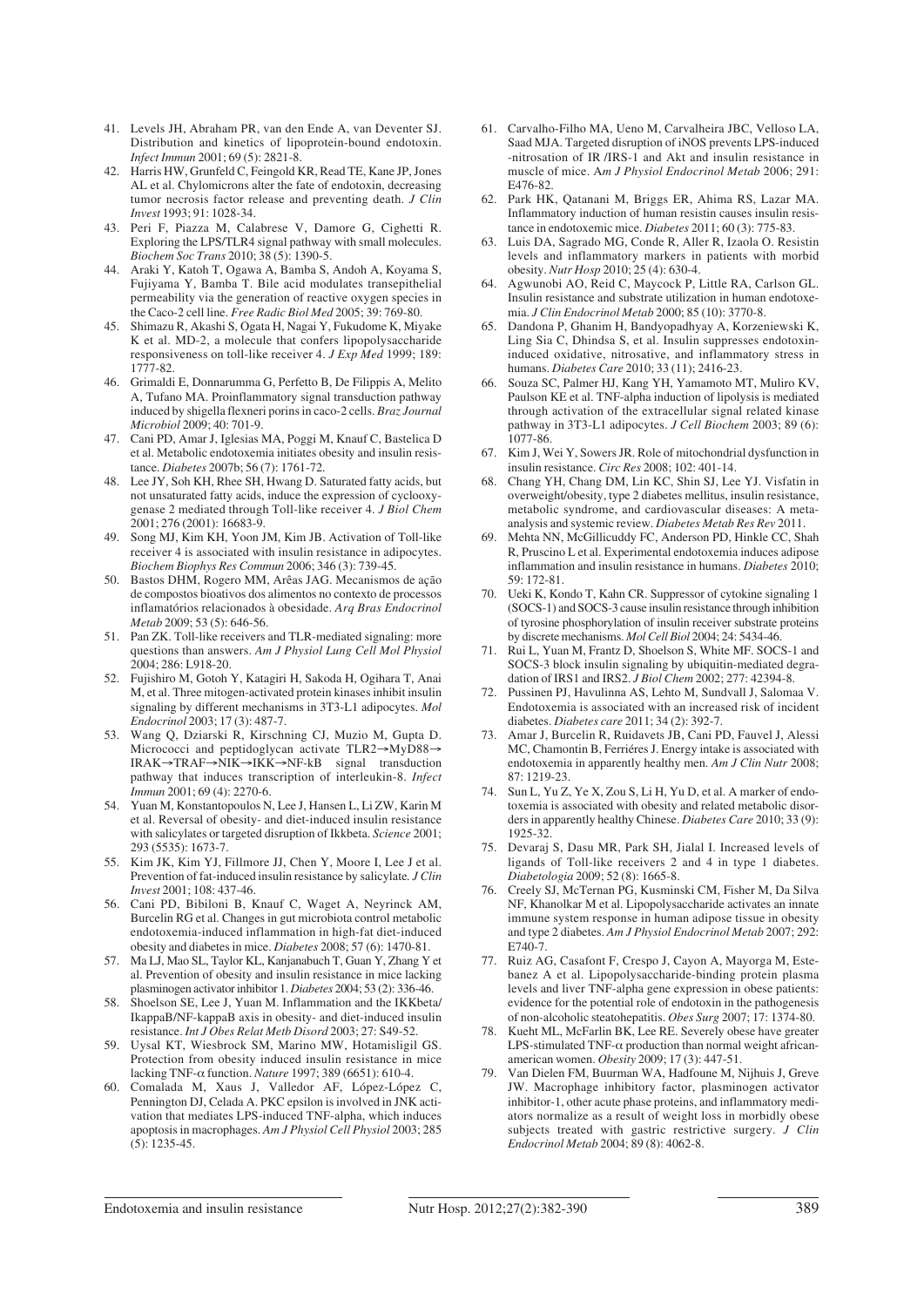41. Levels JH, Abraham PR, van den Ende A, van Deventer SJ. Distribution and kinetics of lipoprotein-bound endotoxin. *Infect Immun* 2001; 69 (5): 2821-8.
42. Harris HW, Grunfeld C, Feingold KR, Read TE, Kane JP, Jones AL et al. Chylomicrons alter the fate of endotoxin, decreasing tumor necrosis factor release and preventing death. *J Clin Invest* 1993; 91: 1028-34.
43. Peri F, Piazza M, Calabrese V, Damore G, Cighetti R. Exploring the LPS/TLR4 signal pathway with small molecules. *Biochem Soc Trans* 2010; 38 (5): 1390-5.
44. Araki Y, Katoh T, Ogawa A, Bamba S, Andoh A, Koyama S, Fujiyama Y, Bamba T. Bile acid modulates transepithelial permeability via the generation of reactive oxygen species in the Caco-2 cell line. *Free Radic Biol Med* 2005; 39: 769-80.
45. Shimazu R, Akashi S, Ogata H, Nagai Y, Fukudome K, Miyake K et al. MD-2, a molecule that confers lipopolysaccharide responsiveness on toll-like receiver 4. *J Exp Med* 1999; 189: 1777-82.
46. Grimaldi E, Donnarumma G, Perfetto B, De Filippis A, Melito A, Tufano MA. Proinflammatory signal transduction pathway induced by shigella flexneri porins in caco-2 cells. *Braz Journal Microbiol* 2009; 40: 701-9.
47. Cani PD, Amar J, Iglesias MA, Poggi M, Knauf C, Bastelica D et al. Metabolic endotoxemia initiates obesity and insulin resistance. *Diabetes* 2007b; 56 (7): 1761-72.
48. Lee JY, Soh KH, Rhee SH, Hwang D. Saturated fatty acids, but not unsaturated fatty acids, induce the expression of cyclooxygenase 2 mediated through Toll-like receiver 4. *J Biol Chem* 2001; 276 (2001): 16683-9.
49. Song MJ, Kim KH, Yoon JM, Kim JB. Activation of Toll-like receiver 4 is associated with insulin resistance in adipocytes. *Biochem Biophys Res Commun* 2006; 346 (3): 739-45.
50. Bastos DHM, Rogero MM, Arêas JAG. Mecanismos de ação de compostos bioativos dos alimentos no contexto de processos inflamatórios relacionados à obesidade. *Arq Bras Endocrinol Metab* 2009; 53 (5): 646-56.
51. Pan ZK. Toll-like receivers and TLR-mediated signaling: more questions than answers. *Am J Physiol Lung Cell Mol Physiol* 2004; 286: L918-20.
52. Fujishiro M, Gotoh Y, Katagiri H, Sakoda H, Ogihara T, Anai M, et al. Three mitogen-activated protein kinases inhibit insulin signaling by different mechanisms in 3T3-L1 adipocytes. *Mol Endocrinol* 2003; 17 (3): 487-7.
53. Wang Q, Dziarski R, Kirschning CJ, Muzio M, Gupta D. Micrococci and peptidoglycan activate TLR2→MyD88→IRAK→TRAF→NIK→IKK→NF-kB signal transduction pathway that induces transcription of interleukin-8. *Infect Immun* 2001; 69 (4): 2270-6.
54. Yuan M, Konstantopoulos N, Lee J, Hansen L, Li ZW, Karin M et al. Reversal of obesity- and diet-induced insulin resistance with salicylates or targeted disruption of Ikkbeta. *Science* 2001; 293 (5535): 1673-7.
55. Kim JK, Kim YJ, Fillmore JJ, Chen Y, Moore I, Lee J et al. Prevention of fat-induced insulin resistance by salicylate. *J Clin Invest* 2001; 108: 437-46.
56. Cani PD, Bibiloni B, Knauf C, Waget A, Neyrinck AM, Burcelin RG et al. Changes in gut microbiota control metabolic endotoxemia-induced inflammation in high-fat diet-induced obesity and diabetes in mice. *Diabetes* 2008; 57 (6): 1470-81.
57. Ma LJ, Mao SL, Taylor KL, Kanjanabuch T, Guan Y, Zhang Y et al. Prevention of obesity and insulin resistance in mice lacking plasminogen activator inhibitor 1. *Diabetes* 2004; 53 (2): 336-46.
58. Shoelson SE, Lee J, Yuan M. Inflammation and the IKKbeta/IkappaB/NF-kappaB axis in obesity- and diet-induced insulin resistance. *Int J Obes Relat Metb Disord* 2003; 27: S49-52.
59. Uysal KT, Wiesbrock SM, Marino MW, Hotamisligil GS. Protection from obesity induced insulin resistance in mice lacking TNF-α function. *Nature* 1997; 389 (6651): 610-4.
60. Comalada M, Xaus J, Valledor AF, López-López C, Pennington DJ, Celada A. PKC epsilon is involved in JNK activation that mediates LPS-induced TNF-alpha, which induces apoptosis in macrophages. *Am J Physiol Cell Physiol* 2003; 285 (5): 1235-45.
61. Carvalho-Filho MA, Ueno M, Carvalheira JBC, Velloso LA, Saad MJA. Targeted disruption of iNOS prevents LPS-induced -nitrosation of IR /IRS-1 and Akt and insulin resistance in muscle of mice. *Am J Physiol Endocrinol Metab* 2006; 291: E476-82.
62. Park HK, Qatanani M, Briggs ER, Ahima RS, Lazar MA. Inflammatory induction of human resistin causes insulin resistance in endotoxemic mice. *Diabetes* 2011; 60 (3): 775-83.
63. Luis DA, Sagrado MG, Conde R, Aller R, Izaola O. Resistin levels and inflammatory markers in patients with morbid obesity. *Nutr Hosp* 2010; 25 (4): 630-4.
64. Agwunobi AO, Reid C, Maycock P, Little RA, Carlson GL. Insulin resistance and substrate utilization in human endotoxemia. *J Clin Endocrinol Metab* 2000; 85 (10): 3770-8.
65. Dandona P, Ghanim H, Bandyopadhyay A, Korzeniewski K, Ling Sia C, Dhindsa S, et al. Insulin suppresses endotoxin-induced oxidative, nitrosative, and inflammatory stress in humans. *Diabetes Care* 2010; 33 (11); 2416-23.
66. Souza SC, Palmer HJ, Kang YH, Yamamoto MT, Muliro KV, Paulson KE et al. TNF-alpha induction of lipolysis is mediated through activation of the extracellular signal related kinase pathway in 3T3-L1 adipocytes. *J Cell Biochem* 2003; 89 (6): 1077-86.
67. Kim J, Wei Y, Sowers JR. Role of mitochondrial dysfunction in insulin resistance. *Circ Res* 2008; 102: 401-14.
68. Chang YH, Chang DM, Lin KC, Shin SJ, Lee YJ. Visfatin in overweight/obesity, type 2 diabetes mellitus, insulin resistance, metabolic syndrome, and cardiovascular diseases: A meta-analysis and systemic review. *Diabetes Metab Res Rev* 2011.
69. Mehta NN, McGillicuddy FC, Anderson PD, Hinkle CC, Shah R, Pruscino L et al. Experimental endotoxemia induces adipose inflammation and insulin resistance in humans. *Diabetes* 2010; 59: 172-81.
70. Ueki K, Kondo T, Kahn CR. Suppressor of cytokine signaling 1 (SOCS-1) and SOCS-3 cause insulin resistance through inhibition of tyrosine phosphorylation of insulin receiver substrate proteins by discrete mechanisms. *Mol Cell Biol* 2004; 24: 5434-46.
71. Rui L, Yuan M, Frantz D, Shoelson S, White MF. SOCS-1 and SOCS-3 block insulin signaling by ubiquitin-mediated degradation of IRS1 and IRS2. *J Biol Chem* 2002; 277: 42394-8.
72. Pussinen PJ, Havulinna AS, Lehto M, Sundvall J, Salomaa V. Endotoxemia is associated with an increased risk of incident diabetes. *Diabetes care* 2011; 34 (2): 392-7.
73. Amar J, Burcelin R, Ruidavets JB, Cani PD, Fauvel J, Alessi MC, Chamontin B, Ferriéres J. Energy intake is associated with endotoxemia in apparently healthy men. *Am J Clin Nutr* 2008; 87: 1219-23.
74. Sun L, Yu Z, Ye X, Zou S, Li H, Yu D, et al. A marker of endotoxemia is associated with obesity and related metabolic disorders in apparently healthy Chinese. *Diabetes Care* 2010; 33 (9): 1925-32.
75. Devaraj S, Dasu MR, Park SH, Jialal I. Increased levels of ligands of Toll-like receivers 2 and 4 in type 1 diabetes. *Diabetologia* 2009; 52 (8): 1665-8.
76. Creely SJ, McTernan PG, Kusminski CM, Fisher M, Da Silva NF, Khanolkar M et al. Lipopolysaccharide activates an innate immune system response in human adipose tissue in obesity and type 2 diabetes. *Am J Physiol Endocrinol Metab* 2007; 292: E740-7.
77. Ruiz AG, Casafont F, Crespo J, Cayon A, Mayorga M, Estebanez A et al. Lipopolysaccharide-binding protein plasma levels and liver TNF-alpha gene expression in obese patients: evidence for the potential role of endotoxin in the pathogenesis of non-alcoholic steatohepatitis. *Obes Surg* 2007; 17: 1374-80.
78. Kueht ML, McFarlin BK, Lee RE. Severely obese have greater LPS-stimulated TNF-α production than normal weight african-american women. *Obesity* 2009; 17 (3): 447-51.
79. Van Dielen FM, Buurman WA, Hadfoune M, Nijhuis J, Greve JW. Macrophage inhibitory factor, plasminogen activator inhibitor-1, other acute phase proteins, and inflammatory mediators normalize as a result of weight loss in morbidly obese subjects treated with gastric restrictive surgery. *J Clin Endocrinol Metab* 2004; 89 (8): 4062-8.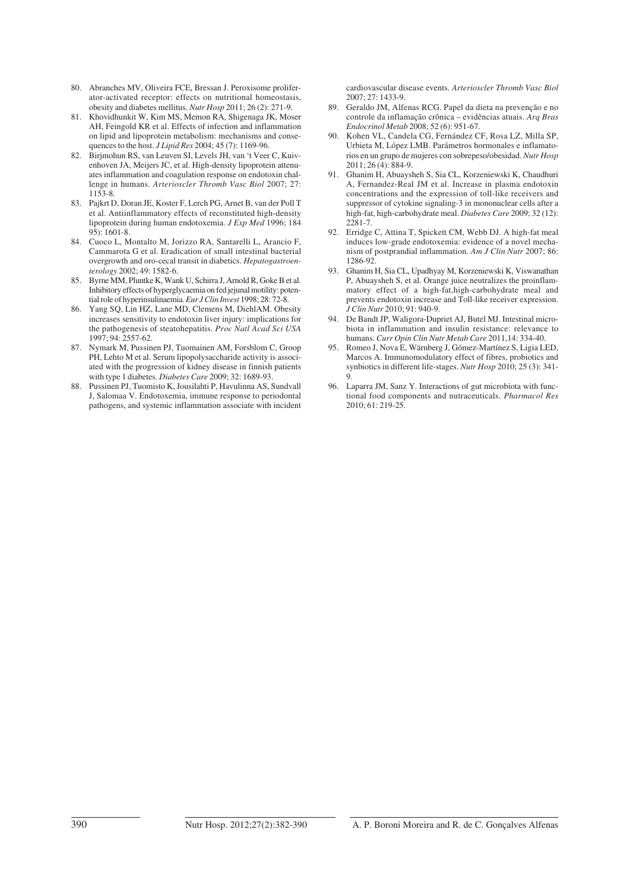80. Abranches MV, Oliveira FCE, Bressan J. Peroxisome proliferator-activated receptor: effects on nutritional homeostasis, obesity and diabetes mellitus. *Nutr Hosp* 2011; 26 (2): 271-9.
81. Khovidhunkit W, Kim MS, Memon RA, Shigenaga JK, Moser AH, Feingold KR et al. Effects of infection and inflammation on lipid and lipoprotein metabolism: mechanisms and consequences to the host. *J Lipid Res* 2004; 45 (7): 1169-96.
82. Birjmohun RS, van Leuven SI, Levels JH, van 't Veer C, Kuivenhoven JA, Meijers JC, et al. High-density lipoprotein attenuates inflammation and coagulation response on endotoxin challenge in humans. *Arterioscler Thromb Vasc Biol* 2007; 27: 1153-8.
83. Pajkrt D, Doran JE, Koster F, Lerch PG, Arnet B, van der Poll T et al. Antiinflammatory effects of reconstituted high-density lipoprotein during human endotoxemia. *J Exp Med* 1996; 184 95): 1601-8.
84. Cuoco L, Montalto M, Jorizzo RA, Santarelli L, Arancio F, Cammarota G et al. Eradication of small intestinal bacterial overgrowth and oro-cecal transit in diabetics. *Hepatogastroenterology* 2002; 49: 1582-6.
85. Byrne MM, Pluntke K, Wank U, Schirra J, Arnold R, Goke B et al. Inhibitory effects of hyperglycaemia on fed jejunal motility: potential role of hyperinsulinaemia. *Eur J Clin Invest* 1998; 28: 72-8.
86. Yang SQ, Lin HZ, Lane MD, Clemens M, DiehlAM. Obesity increases sensitivity to endotoxin liver injury: implications for the pathogenesis of steatohepatitis. *Proc Natl Acad Sci USA* 1997; 94: 2557-62.
87. Nymark M, Pussinen PJ, Tuomainen AM, Forsblom C, Groop PH, Lehto M et al. Serum lipopolysaccharide activity is associated with the progression of kidney disease in finnish patients with type 1 diabetes. *Diabetes Care* 2009; 32: 1689-93.
88. Pussinen PJ, Tuomisto K, Jousilahti P, Havulinna AS, Sundvall J, Salomaa V. Endotoxemia, immune response to periodontal pathogens, and systemic inflammation associate with incident cardiovascular disease events. *Arterioscler Thromb Vasc Biol* 2007; 27: 1433-9.
89. Geraldo JM, Alfenas RCG. Papel da dieta na prevenção e no controle da inflamação crônica – evidências atuais. *Arq Bras Endocrinol Metab* 2008; 52 (6): 951-67.
90. Kohen VL, Candela CG, Fernández CF, Rosa LZ, Milla SP, Urbieta M, López LMB. Parámetros hormonales e inflamatorios en un grupo de mujeres con sobrepeso/obesidad. *Nutr Hosp* 2011; 26 (4): 884-9.
91. Ghanim H, Abuaysheh S, Sia CL, Korzeniewski K, Chaudhuri A, Fernandez-Real JM et al. Increase in plasma endotoxin concentrations and the expression of toll-like receivers and suppressor of cytokine signaling-3 in mononuclear cells after a high-fat, high-carbohydrate meal. *Diabetes Care* 2009; 32 (12): 2281-7.
92. Erridge C, Attina T, Spickett CM, Webb DJ. A high-fat meal induces low-grade endotoxemia: evidence of a novel mechanism of postprandial inflammation. *Am J Clin Nutr* 2007; 86: 1286-92.
93. Ghanim H, Sia CL, Upadhyay M, Korzeniewski K, Viswanathan P, Abuaysheh S, et al. Orange juice neutralizes the proinflammatory effect of a high-fat,high-carbohydrate meal and prevents endotoxin increase and Toll-like receiver expression. *J Clin Nutr* 2010; 91: 940-9.
94. De Bandt JP, Waligora-Dupriet AJ, Butel MJ. Intestinal microbiota in inflammation and insulin resistance: relevance to humans. *Curr Opin Clin Nutr Metab Care* 2011,14: 334-40.
95. Romeo J, Nova E, Wärnberg J, Gómez-Martínez S, Ligia LED, Marcos A. Immunomodulatory effect of fibres, probiotics and synbiotics in different life-stages. *Nutr Hosp* 2010; 25 (3): 341-9.
96. Laparra JM, Sanz Y. Interactions of gut microbiota with functional food components and nutraceuticals. *Pharmacol Res* 2010; 61: 219-25.